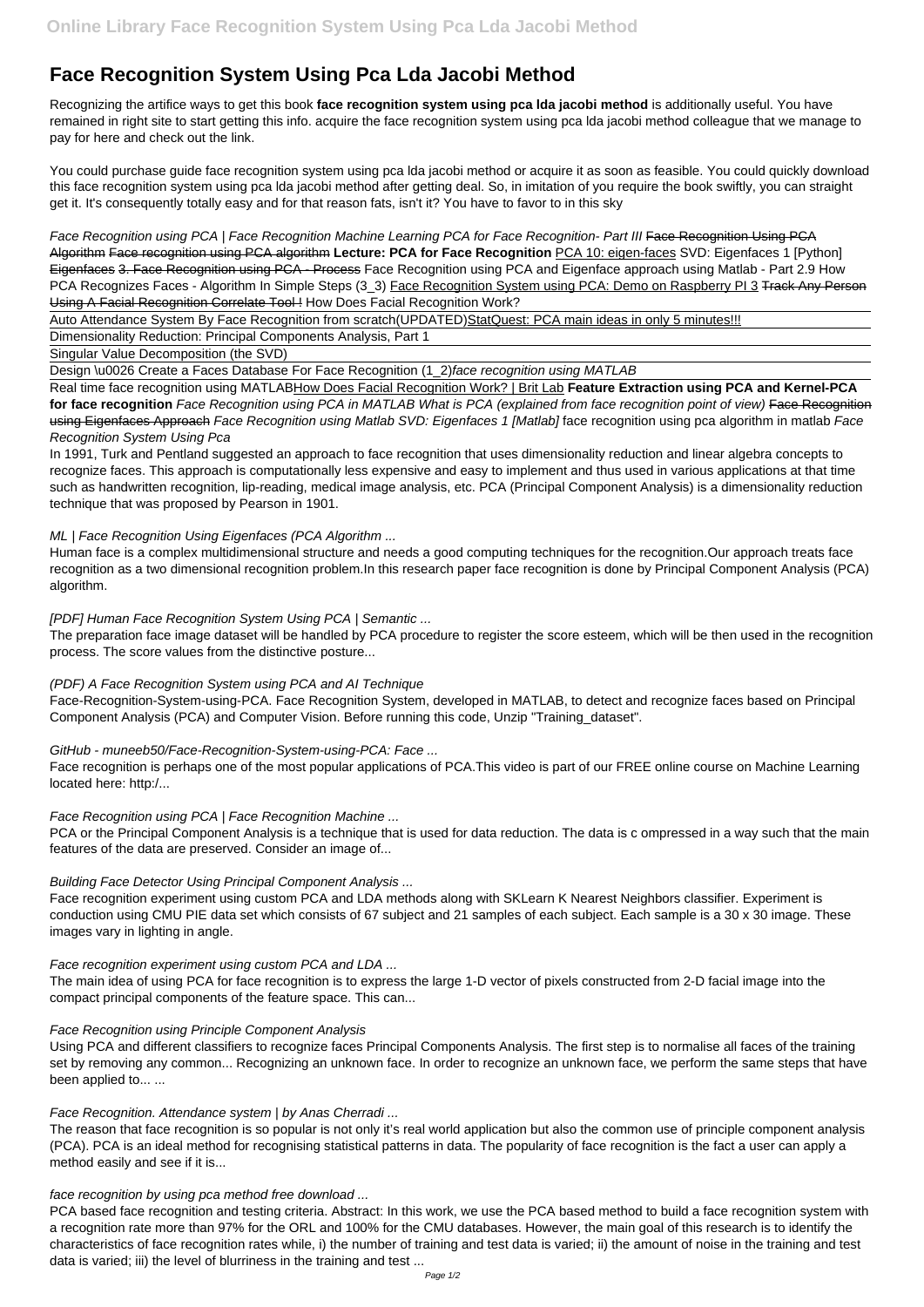# Face Recognition System Using Pca Lda Jacobi Method

Recognizing the artifice ways to get this book **face recognition system using pca lda jacobi method** is additionally useful. You have remained in right site to start getting this info. acquire the face recognition system using pca lda jacobi method colleague that we manage to pay for here and check out the link.

You could purchase guide face recognition system using pca lda jacobi method or acquire it as soon as feasible. You could quickly download this face recognition system using pca lda jacobi method after getting deal. So, in imitation of you require the book swiftly, you can straight get it. It's consequently totally easy and for that reason fats, isn't it? You have to favor to in this sky

*Face Recognition using PCA | Face Recognition Machine Learning PCA for Face Recognition- Part III* ~~Face Recognition Using PCA Algorithm~~ ~~Face recognition using PCA algorithm~~ **Lecture: PCA for Face Recognition** PCA 10: eigen-faces SVD: Eigenfaces 1 [Python] ~~Eigenfaces~~ ~~3. Face Recognition using PCA - Process~~ Face Recognition using PCA and Eigenface approach using Matlab - Part 2.9 How PCA Recognizes Faces - Algorithm In Simple Steps (3_3) Face Recognition System using PCA: Demo on Raspberry PI 3 ~~Track Any Person Using A Facial Recognition Correlate Tool !~~ How Does Facial Recognition Work?

Auto Attendance System By Face Recognition from scratch(UPDATED)StatQuest: PCA main ideas in only 5 minutes!!!

Dimensionality Reduction: Principal Components Analysis, Part 1

Singular Value Decomposition (the SVD)

Design \u0026 Create a Faces Database For Face Recognition (1_2)*face recognition using MATLAB*

Real time face recognition using MATLABHow Does Facial Recognition Work? | Brit Lab **Feature Extraction using PCA and Kernel-PCA for face recognition** *Face Recognition using PCA in MATLAB What is PCA (explained from face recognition point of view)* ~~Face Recognition using Eigenfaces Approach~~ *Face Recognition using Matlab SVD: Eigenfaces 1 [Matlab]* face recognition using pca algorithm in matlab *Face Recognition System Using Pca*

In 1991, Turk and Pentland suggested an approach to face recognition that uses dimensionality reduction and linear algebra concepts to recognize faces. This approach is computationally less expensive and easy to implement and thus used in various applications at that time such as handwritten recognition, lip-reading, medical image analysis, etc. PCA (Principal Component Analysis) is a dimensionality reduction technique that was proposed by Pearson in 1901.

*ML | Face Recognition Using Eigenfaces (PCA Algorithm ...*

Human face is a complex multidimensional structure and needs a good computing techniques for the recognition.Our approach treats face recognition as a two dimensional recognition problem.In this research paper face recognition is done by Principal Component Analysis (PCA) algorithm.

*[PDF] Human Face Recognition System Using PCA | Semantic ...*

The preparation face image dataset will be handled by PCA procedure to register the score esteem, which will be then used in the recognition process. The score values from the distinctive posture...

*(PDF) A Face Recognition System using PCA and AI Technique*

Face-Recognition-System-using-PCA. Face Recognition System, developed in MATLAB, to detect and recognize faces based on Principal Component Analysis (PCA) and Computer Vision. Before running this code, Unzip "Training_dataset".

*GitHub - muneeb50/Face-Recognition-System-using-PCA: Face ...*

Face recognition is perhaps one of the most popular applications of PCA.This video is part of our FREE online course on Machine Learning located here: http:/...

*Face Recognition using PCA | Face Recognition Machine ...*

PCA or the Principal Component Analysis is a technique that is used for data reduction. The data is c ompressed in a way such that the main features of the data are preserved. Consider an image of...

*Building Face Detector Using Principal Component Analysis ...*

Face recognition experiment using custom PCA and LDA methods along with SKLearn K Nearest Neighbors classifier. Experiment is conduction using CMU PIE data set which consists of 67 subject and 21 samples of each subject. Each sample is a 30 x 30 image. These images vary in lighting in angle.

*Face recognition experiment using custom PCA and LDA ...*

The main idea of using PCA for face recognition is to express the large 1-D vector of pixels constructed from 2-D facial image into the compact principal components of the feature space. This can...

*Face Recognition using Principle Component Analysis*

Using PCA and different classifiers to recognize faces Principal Components Analysis. The first step is to normalise all faces of the training set by removing any common... Recognizing an unknown face. In order to recognize an unknown face, we perform the same steps that have been applied to... ...

*Face Recognition. Attendance system | by Anas Cherradi ...*

The reason that face recognition is so popular is not only it's real world application but also the common use of principle component analysis (PCA). PCA is an ideal method for recognising statistical patterns in data. The popularity of face recognition is the fact a user can apply a method easily and see if it is...

*face recognition by using pca method free download ...*

PCA based face recognition and testing criteria. Abstract: In this work, we use the PCA based method to build a face recognition system with a recognition rate more than 97% for the ORL and 100% for the CMU databases. However, the main goal of this research is to identify the characteristics of face recognition rates while, i) the number of training and test data is varied; ii) the amount of noise in the training and test data is varied; iii) the level of blurriness in the training and test ...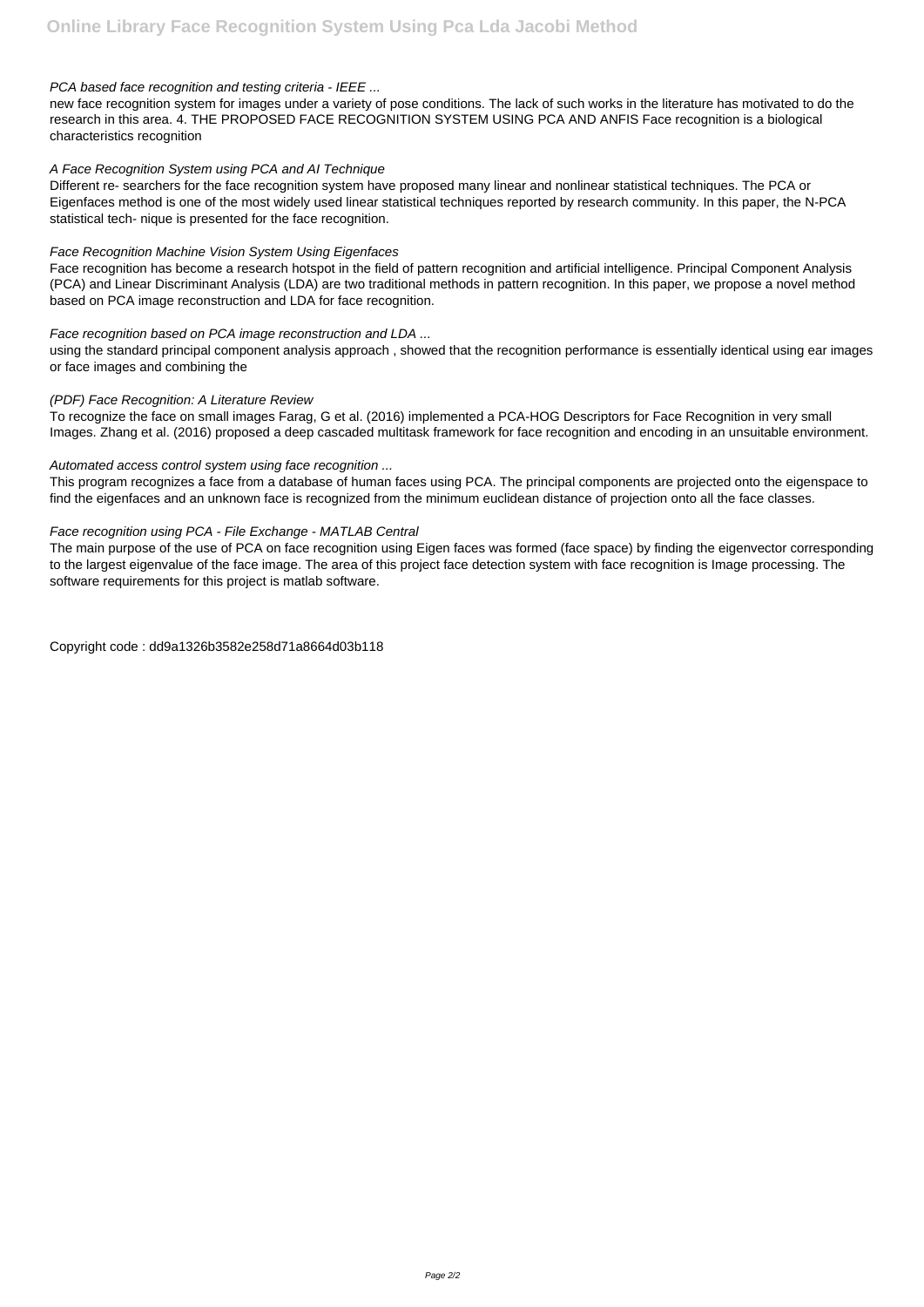*PCA based face recognition and testing criteria - IEEE ...*

new face recognition system for images under a variety of pose conditions. The lack of such works in the literature has motivated to do the research in this area. 4. THE PROPOSED FACE RECOGNITION SYSTEM USING PCA AND ANFIS Face recognition is a biological characteristics recognition

*A Face Recognition System using PCA and AI Technique*

Different re- searchers for the face recognition system have proposed many linear and nonlinear statistical techniques. The PCA or Eigenfaces method is one of the most widely used linear statistical techniques reported by research community. In this paper, the N-PCA statistical tech- nique is presented for the face recognition.

*Face Recognition Machine Vision System Using Eigenfaces*

Face recognition has become a research hotspot in the field of pattern recognition and artificial intelligence. Principal Component Analysis (PCA) and Linear Discriminant Analysis (LDA) are two traditional methods in pattern recognition. In this paper, we propose a novel method based on PCA image reconstruction and LDA for face recognition.

*Face recognition based on PCA image reconstruction and LDA ...*

using the standard principal component analysis approach , showed that the recognition performance is essentially identical using ear images or face images and combining the

*(PDF) Face Recognition: A Literature Review*

To recognize the face on small images Farag, G et al. (2016) implemented a PCA-HOG Descriptors for Face Recognition in very small Images. Zhang et al. (2016) proposed a deep cascaded multitask framework for face recognition and encoding in an unsuitable environment.

*Automated access control system using face recognition ...*

This program recognizes a face from a database of human faces using PCA. The principal components are projected onto the eigenspace to find the eigenfaces and an unknown face is recognized from the minimum euclidean distance of projection onto all the face classes.

*Face recognition using PCA - File Exchange - MATLAB Central*

The main purpose of the use of PCA on face recognition using Eigen faces was formed (face space) by finding the eigenvector corresponding to the largest eigenvalue of the face image. The area of this project face detection system with face recognition is Image processing. The software requirements for this project is matlab software.

Copyright code : dd9a1326b3582e258d71a8664d03b118